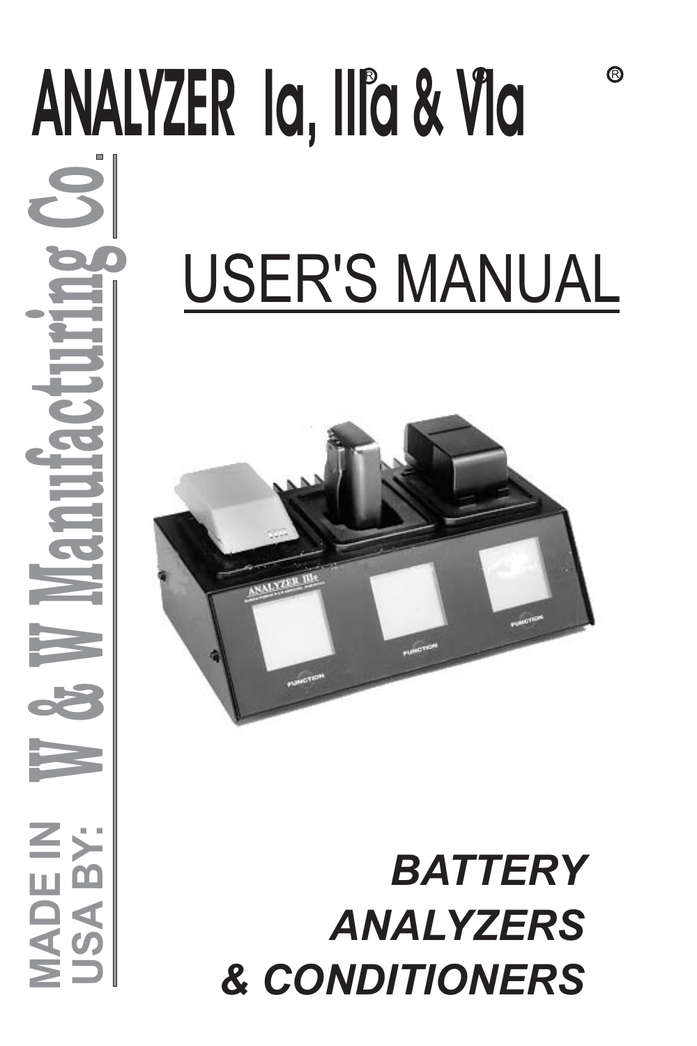# ANALYZER Ia®, IIIa® & VIa®

**W & W Manufacturing Co.**

**MADE IN USA BY:**

## USER'S MANUAL

***BATTERY ANALYZERS & CONDITIONERS***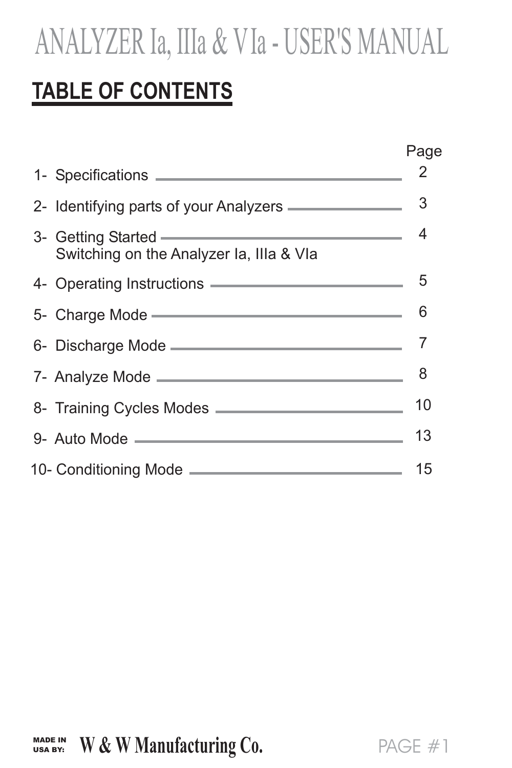# ANALYZER Ia, IIIa & VIa - USER'S MANUAL

## TABLE OF CONTENTS

| | Page |
|---|---|
| 1- Specifications | 2 |
| 2- Identifying parts of your Analyzers | 3 |
| 3- Getting Started<br>Switching on the Analyzer Ia, IIIa & VIa | 4 |
| 4- Operating Instructions | 5 |
| 5- Charge Mode | 6 |
| 6- Discharge Mode | 7 |
| 7- Analyze Mode | 8 |
| 8- Training Cycles Modes | 10 |
| 9- Auto Mode | 13 |
| 10- Conditioning Mode | 15 |

MADE IN USA BY: W & W Manufacturing Co.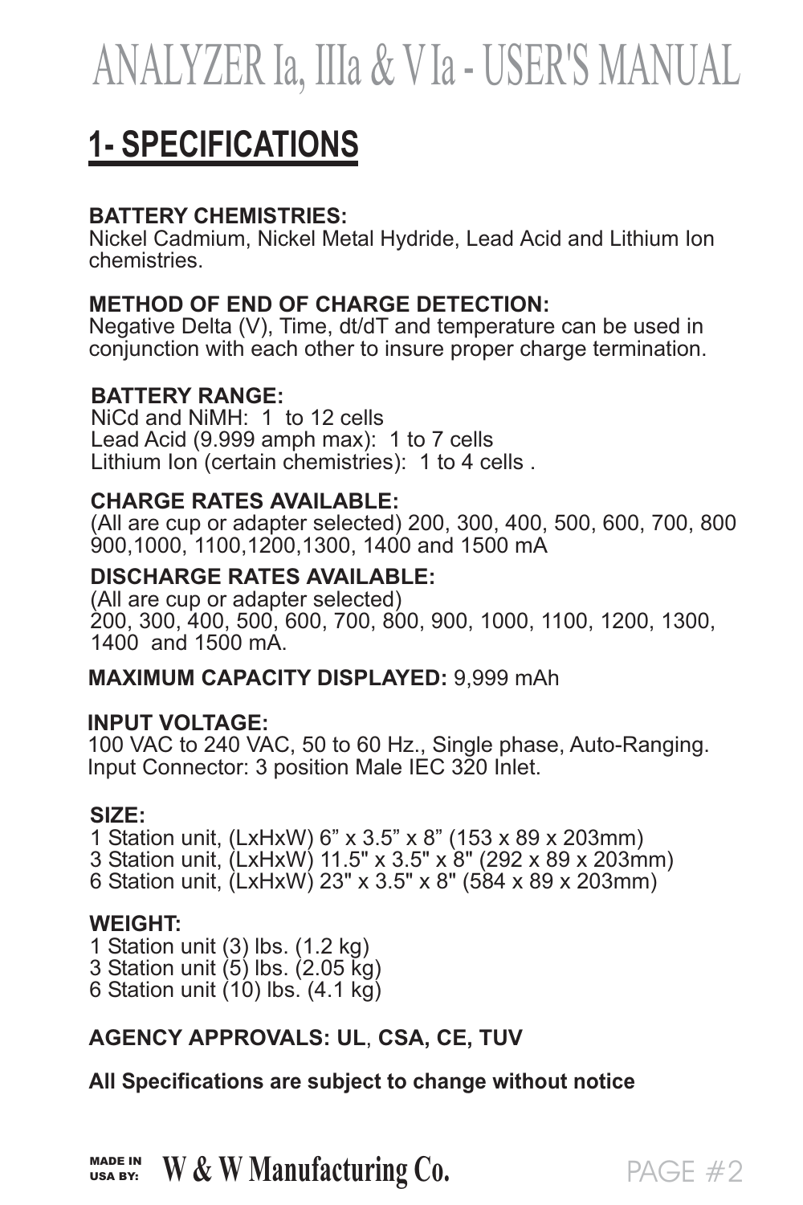# ANALYZER Ia, IIIa & VIa - USER'S MANUAL

## 1- SPECIFICATIONS

**BATTERY CHEMISTRIES:**
Nickel Cadmium, Nickel Metal Hydride, Lead Acid and Lithium Ion chemistries.

**METHOD OF END OF CHARGE DETECTION:**
Negative Delta (V), Time, dt/dT and temperature can be used in conjunction with each other to insure proper charge termination.

**BATTERY RANGE:**
NiCd and NiMH: 1 to 12 cells
Lead Acid (9.999 amph max): 1 to 7 cells
Lithium Ion (certain chemistries): 1 to 4 cells .

**CHARGE RATES AVAILABLE:**
(All are cup or adapter selected) 200, 300, 400, 500, 600, 700, 800 900,1000, 1100,1200,1300, 1400 and 1500 mA

**DISCHARGE RATES AVAILABLE:**
(All are cup or adapter selected)
200, 300, 400, 500, 600, 700, 800, 900, 1000, 1100, 1200, 1300, 1400 and 1500 mA.

**MAXIMUM CAPACITY DISPLAYED:** 9,999 mAh

**INPUT VOLTAGE:**
100 VAC to 240 VAC, 50 to 60 Hz., Single phase, Auto-Ranging.
Input Connector: 3 position Male IEC 320 Inlet.

**SIZE:**
1 Station unit, (LxHxW) 6" x 3.5" x 8" (153 x 89 x 203mm)
3 Station unit, (LxHxW) 11.5" x 3.5" x 8" (292 x 89 x 203mm)
6 Station unit, (LxHxW) 23" x 3.5" x 8" (584 x 89 x 203mm)

**WEIGHT:**
1 Station unit (3) lbs. (1.2 kg)
3 Station unit (5) lbs. (2.05 kg)
6 Station unit (10) lbs. (4.1 kg)

**AGENCY APPROVALS: UL, CSA, CE, TUV**

**All Specifications are subject to change without notice**

MADE IN USA BY: **W & W Manufacturing Co.**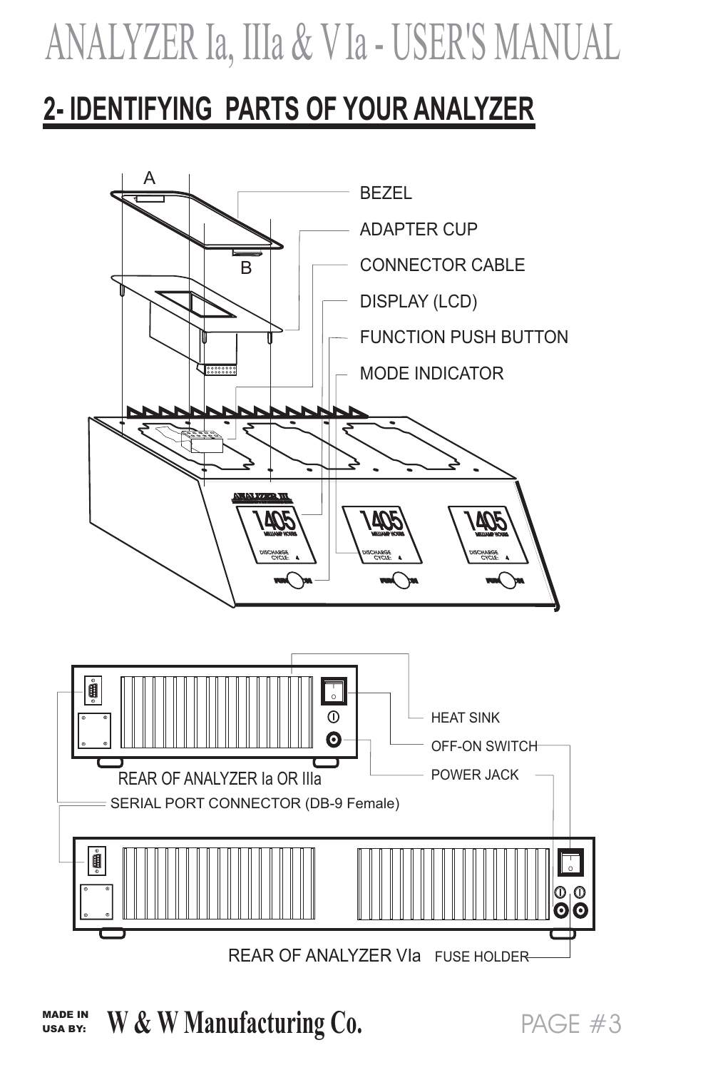## 2- IDENTIFYING PARTS OF YOUR ANALYZER

A

B

BEZEL

ADAPTER CUP

CONNECTOR CABLE

DISPLAY (LCD)

FUNCTION PUSH BUTTON

MODE INDICATOR

HEAT SINK

OFF-ON SWITCH

POWER JACK

REAR OF ANALYZER Ia OR IIIa

SERIAL PORT CONNECTOR (DB-9 Female)

REAR OF ANALYZER VIa

FUSE HOLDER

MADE IN USA BY: **W & W Manufacturing Co.**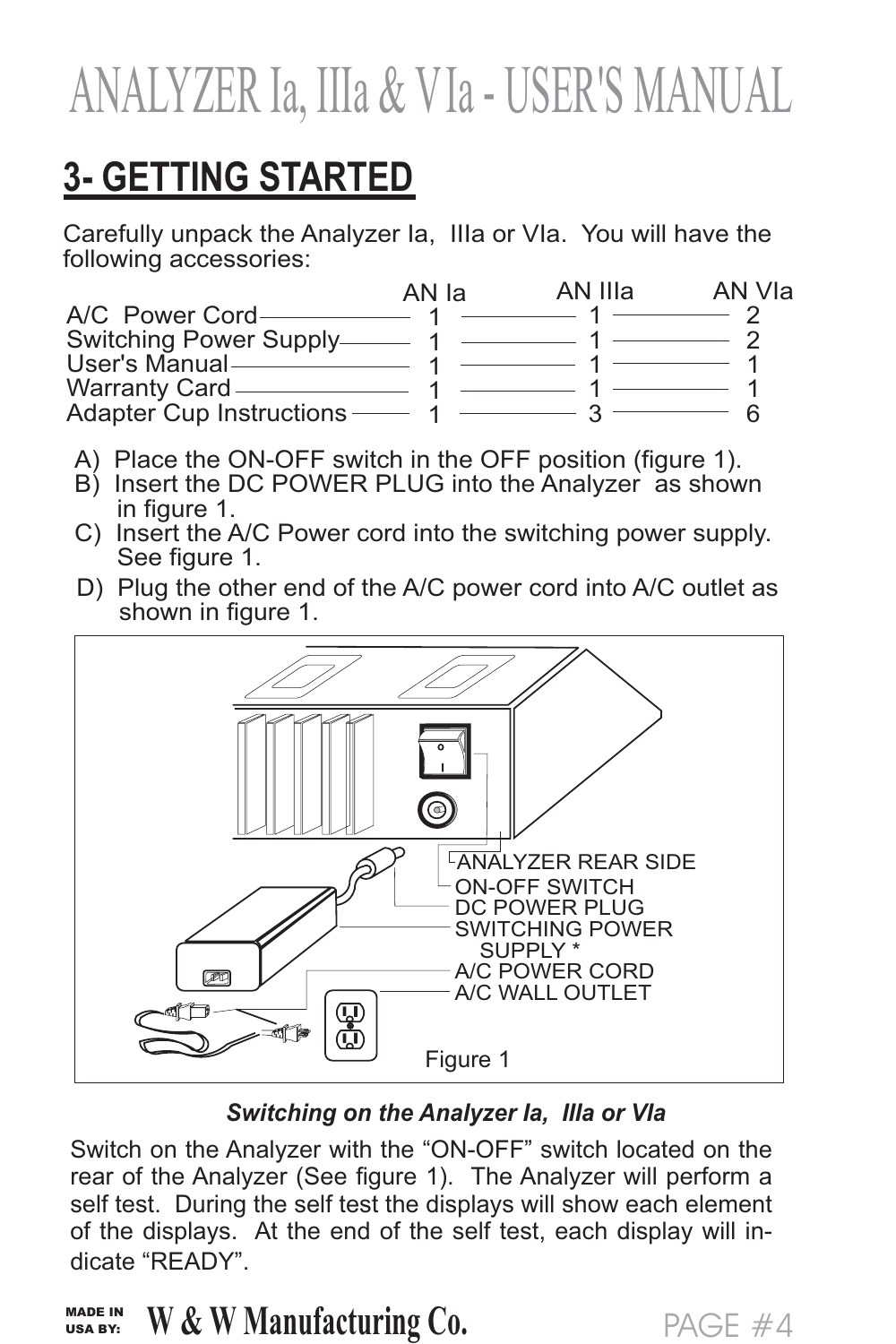# ANALYZER Ia, IIIa & VIa - USER'S MANUAL

## 3- GETTING STARTED

Carefully unpack the Analyzer Ia, IIIa or VIa. You will have the following accessories:

| | AN Ia | AN IIIa | AN VIa |
|---|---|---|---|
| A/C Power Cord | 1 | 1 | 2 |
| Switching Power Supply | 1 | 1 | 2 |
| User's Manual | 1 | 1 | 1 |
| Warranty Card | 1 | 1 | 1 |
| Adapter Cup Instructions | 1 | 3 | 6 |

A) Place the ON-OFF switch in the OFF position (figure 1).

B) Insert the DC POWER PLUG into the Analyzer as shown in figure 1.

C) Insert the A/C Power cord into the switching power supply. See figure 1.

D) Plug the other end of the A/C power cord into A/C outlet as shown in figure 1.

ANALYZER REAR SIDE
ON-OFF SWITCH
DC POWER PLUG
SWITCHING POWER SUPPLY *
A/C POWER CORD
A/C WALL OUTLET

Figure 1

***Switching on the Analyzer Ia, IIIa or VIa***

Switch on the Analyzer with the “ON-OFF” switch located on the rear of the Analyzer (See figure 1). The Analyzer will perform a self test. During the self test the displays will show each element of the displays. At the end of the self test, each display will indicate “READY”.

MADE IN USA BY: W & W Manufacturing Co.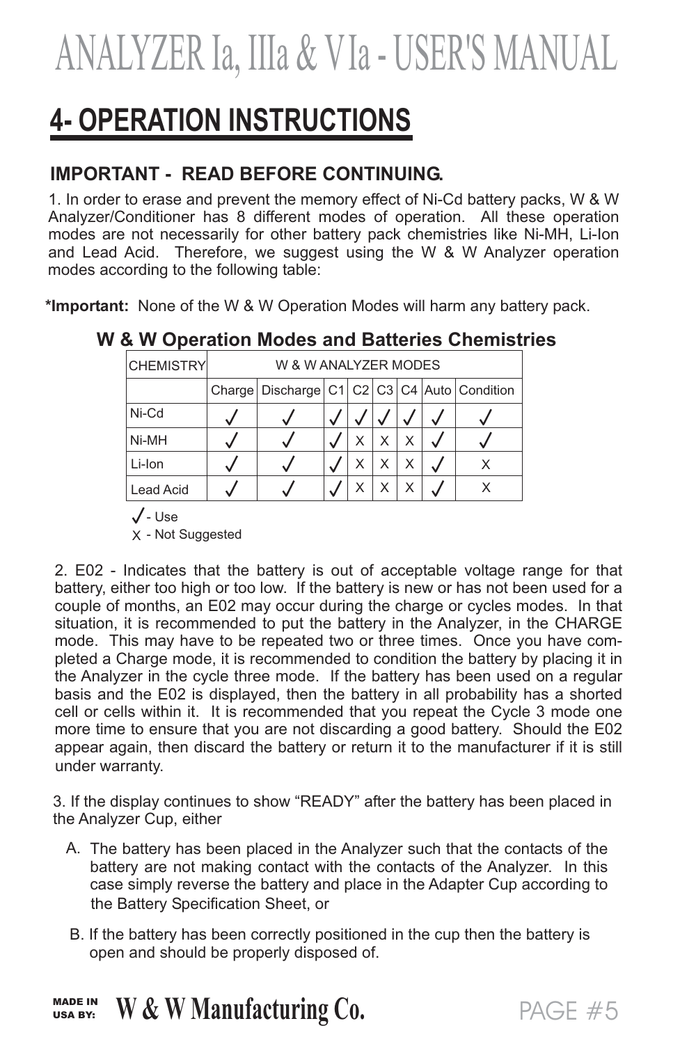# ANALYZER Ia, IIIa & V Ia - USER'S MANUAL

## 4- OPERATION INSTRUCTIONS

### IMPORTANT - READ BEFORE CONTINUING.

1. In order to erase and prevent the memory effect of Ni-Cd battery packs, W & W Analyzer/Conditioner has 8 different modes of operation. All these operation modes are not necessarily for other battery pack chemistries like Ni-MH, Li-Ion and Lead Acid. Therefore, we suggest using the W & W Analyzer operation modes according to the following table:

**\*Important:** None of the W & W Operation Modes will harm any battery pack.

**W & W Operation Modes and Batteries Chemistries**

| CHEMISTRY | W & W ANALYZER MODES | | | | | | | |
|---|---|---|---|---|---|---|---|---|
| | Charge | Discharge | C1 | C2 | C3 | C4 | Auto | Condition |
| Ni-Cd | ✓ | ✓ | ✓ | ✓ | ✓ | ✓ | ✓ | ✓ |
| Ni-MH | ✓ | ✓ | ✓ | X | X | X | ✓ | ✓ |
| Li-Ion | ✓ | ✓ | ✓ | X | X | X | ✓ | X |
| Lead Acid | ✓ | ✓ | ✓ | X | X | X | ✓ | X |

✓ - Use
X - Not Suggested

2. E02 - Indicates that the battery is out of acceptable voltage range for that battery, either too high or too low. If the battery is new or has not been used for a couple of months, an E02 may occur during the charge or cycles modes. In that situation, it is recommended to put the battery in the Analyzer, in the CHARGE mode. This may have to be repeated two or three times. Once you have completed a Charge mode, it is recommended to condition the battery by placing it in the Analyzer in the cycle three mode. If the battery has been used on a regular basis and the E02 is displayed, then the battery in all probability has a shorted cell or cells within it. It is recommended that you repeat the Cycle 3 mode one more time to ensure that you are not discarding a good battery. Should the E02 appear again, then discard the battery or return it to the manufacturer if it is still under warranty.

3. If the display continues to show "READY" after the battery has been placed in the Analyzer Cup, either

A. The battery has been placed in the Analyzer such that the contacts of the battery are not making contact with the contacts of the Analyzer. In this case simply reverse the battery and place in the Adapter Cup according to the Battery Specification Sheet, or

B. If the battery has been correctly positioned in the cup then the battery is open and should be properly disposed of.

MADE IN USA BY: **W & W Manufacturing Co.**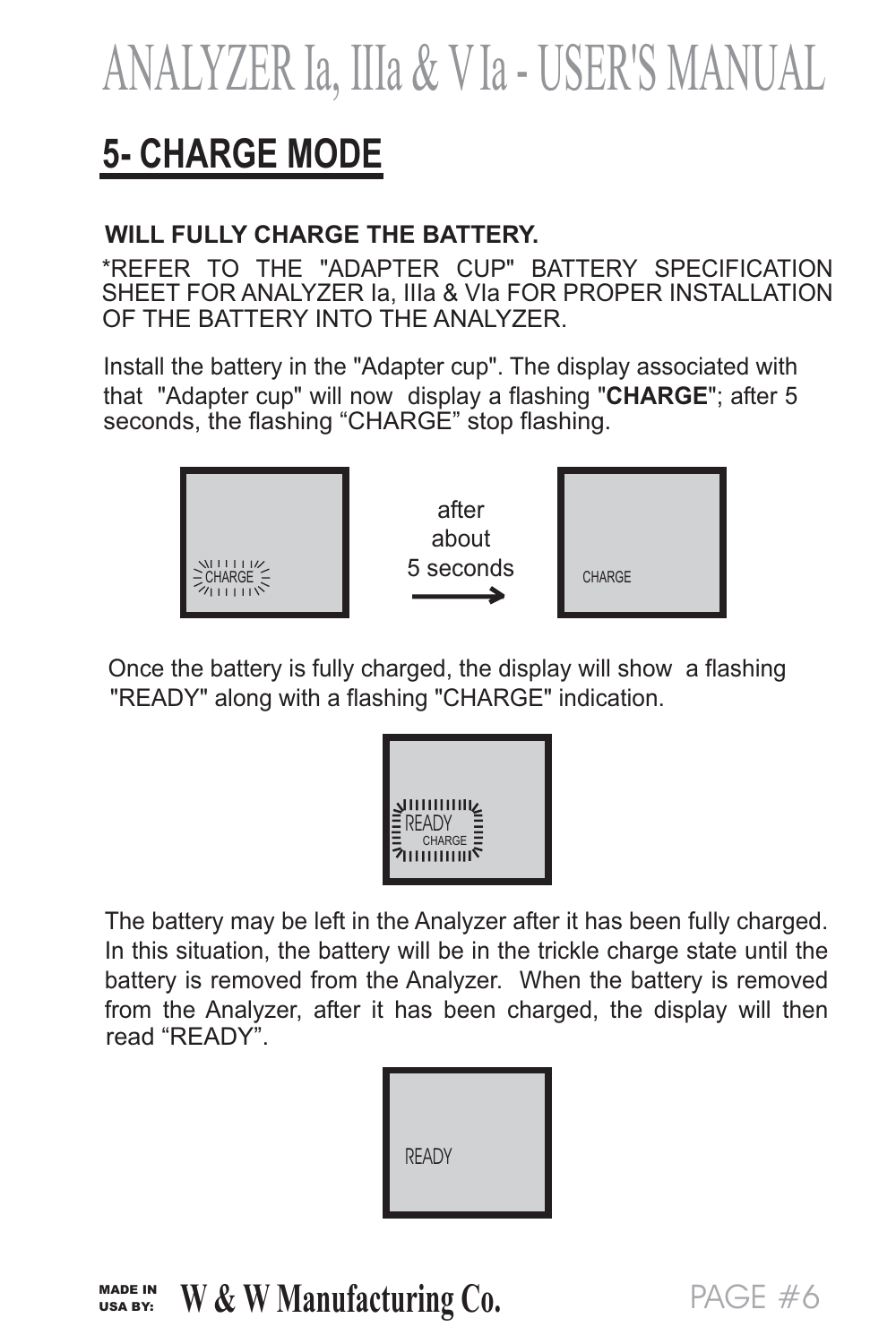## 5- CHARGE MODE

**WILL FULLY CHARGE THE BATTERY.**

*REFER TO THE "ADAPTER CUP" BATTERY SPECIFICATION SHEET FOR ANALYZER Ia, IIIa & VIa FOR PROPER INSTALLATION OF THE BATTERY INTO THE ANALYZER.

Install the battery in the "Adapter cup". The display associated with that "Adapter cup" will now display a flashing "**CHARGE**"; after 5 seconds, the flashing "CHARGE" stop flashing.

CHARGE → after about 5 seconds → CHARGE

Once the battery is fully charged, the display will show a flashing "READY" along with a flashing "CHARGE" indication.

READY
CHARGE

The battery may be left in the Analyzer after it has been fully charged. In this situation, the battery will be in the trickle charge state until the battery is removed from the Analyzer. When the battery is removed from the Analyzer, after it has been charged, the display will then read "READY".

READY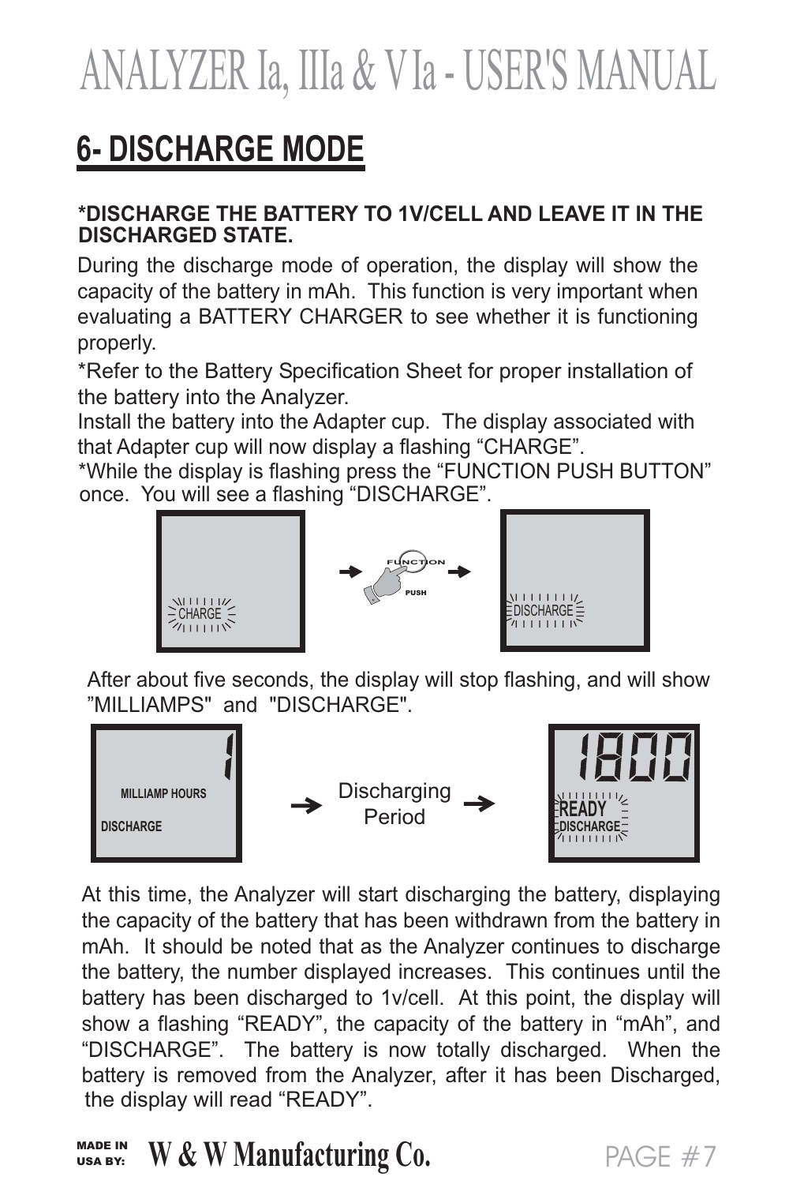# 6- DISCHARGE MODE

**\*DISCHARGE THE BATTERY TO 1V/CELL AND LEAVE IT IN THE DISCHARGED STATE.**

During the discharge mode of operation, the display will show the capacity of the battery in mAh. This function is very important when evaluating a BATTERY CHARGER to see whether it is functioning properly.

\*Refer to the Battery Specification Sheet for proper installation of the battery into the Analyzer.

Install the battery into the Adapter cup. The display associated with that Adapter cup will now display a flashing "CHARGE".

\*While the display is flashing press the "FUNCTION PUSH BUTTON" once. You will see a flashing "DISCHARGE".

CHARGE → FUNCTION PUSH → DISCHARGE

After about five seconds, the display will stop flashing, and will show "MILLIAMPS" and "DISCHARGE".

1 MILLIAMP HOURS DISCHARGE → Discharging Period → 1800 READY DISCHARGE

At this time, the Analyzer will start discharging the battery, displaying the capacity of the battery that has been withdrawn from the battery in mAh. It should be noted that as the Analyzer continues to discharge the battery, the number displayed increases. This continues until the battery has been discharged to 1v/cell. At this point, the display will show a flashing "READY", the capacity of the battery in "mAh", and "DISCHARGE". The battery is now totally discharged. When the battery is removed from the Analyzer, after it has been Discharged, the display will read "READY".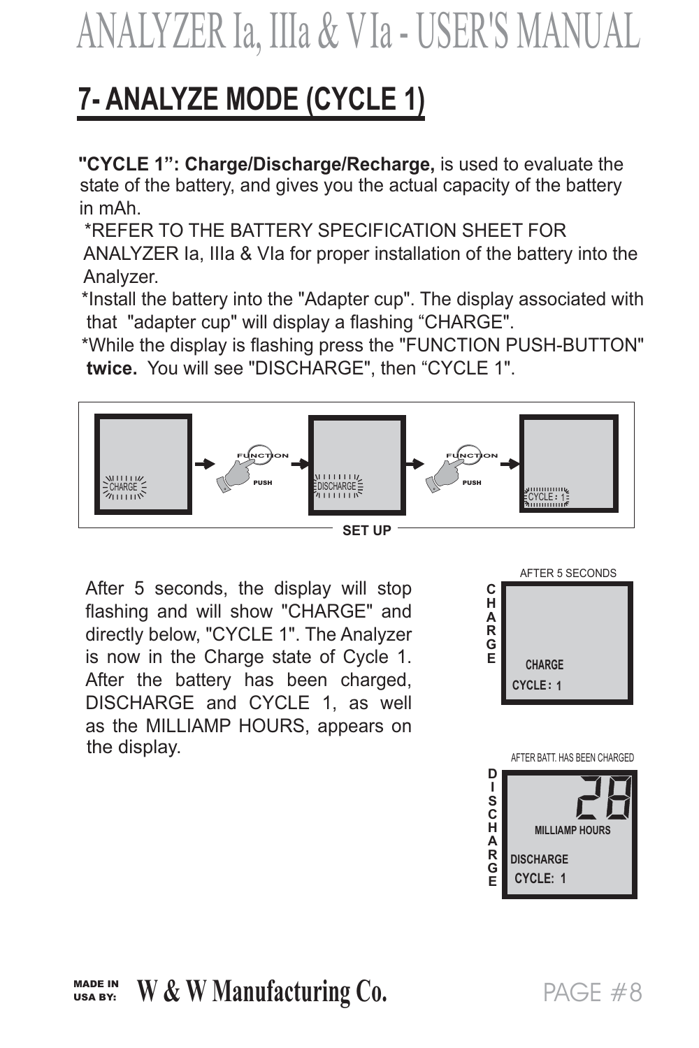## 7- ANALYZE MODE (CYCLE 1)

**"CYCLE 1": Charge/Discharge/Recharge,** is used to evaluate the state of the battery, and gives you the actual capacity of the battery in mAh.

*REFER TO THE BATTERY SPECIFICATION SHEET FOR ANALYZER Ia, IIIa & VIa for proper installation of the battery into the Analyzer.

*Install the battery into the "Adapter cup". The display associated with that "adapter cup" will display a flashing "CHARGE".

*While the display is flashing press the "FUNCTION PUSH-BUTTON" **twice.** You will see "DISCHARGE", then "CYCLE 1".

CHARGE → FUNCTION PUSH → DISCHARGE → FUNCTION PUSH → CYCLE : 1

**SET UP**

After 5 seconds, the display will stop flashing and will show "CHARGE" and directly below, "CYCLE 1". The Analyzer is now in the Charge state of Cycle 1. After the battery has been charged, DISCHARGE and CYCLE 1, as well as the MILLIAMP HOURS, appears on the display.

AFTER 5 SECONDS

**CHARGE**

CHARGE
CYCLE : 1

AFTER BATT. HAS BEEN CHARGED

**DISCHARGE**

28
MILLIAMP HOURS
DISCHARGE
CYCLE: 1

MADE IN USA BY: **W & W Manufacturing Co.**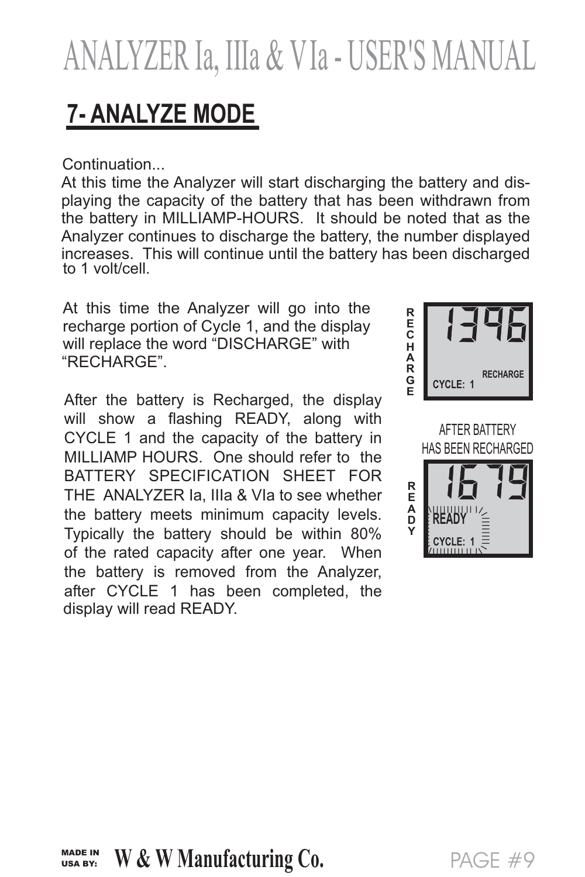## 7- ANALYZE MODE

Continuation...

At this time the Analyzer will start discharging the battery and displaying the capacity of the battery that has been withdrawn from the battery in MILLIAMP-HOURS. It should be noted that as the Analyzer continues to discharge the battery, the number displayed increases. This will continue until the battery has been discharged to 1 volt/cell.

At this time the Analyzer will go into the recharge portion of Cycle 1, and the display will replace the word "DISCHARGE" with "RECHARGE".

RECHARGE

1396
CYCLE: 1 RECHARGE

After the battery is Recharged, the display will show a flashing READY, along with CYCLE 1 and the capacity of the battery in MILLIAMP HOURS. One should refer to the BATTERY SPECIFICATION SHEET FOR THE ANALYZER Ia, IIIa & VIa to see whether the battery meets minimum capacity levels. Typically the battery should be within 80% of the rated capacity after one year. When the battery is removed from the Analyzer, after CYCLE 1 has been completed, the display will read READY.

AFTER BATTERY HAS BEEN RECHARGED

READY

1679
READY
CYCLE: 1

MADE IN USA BY: **W & W Manufacturing Co.**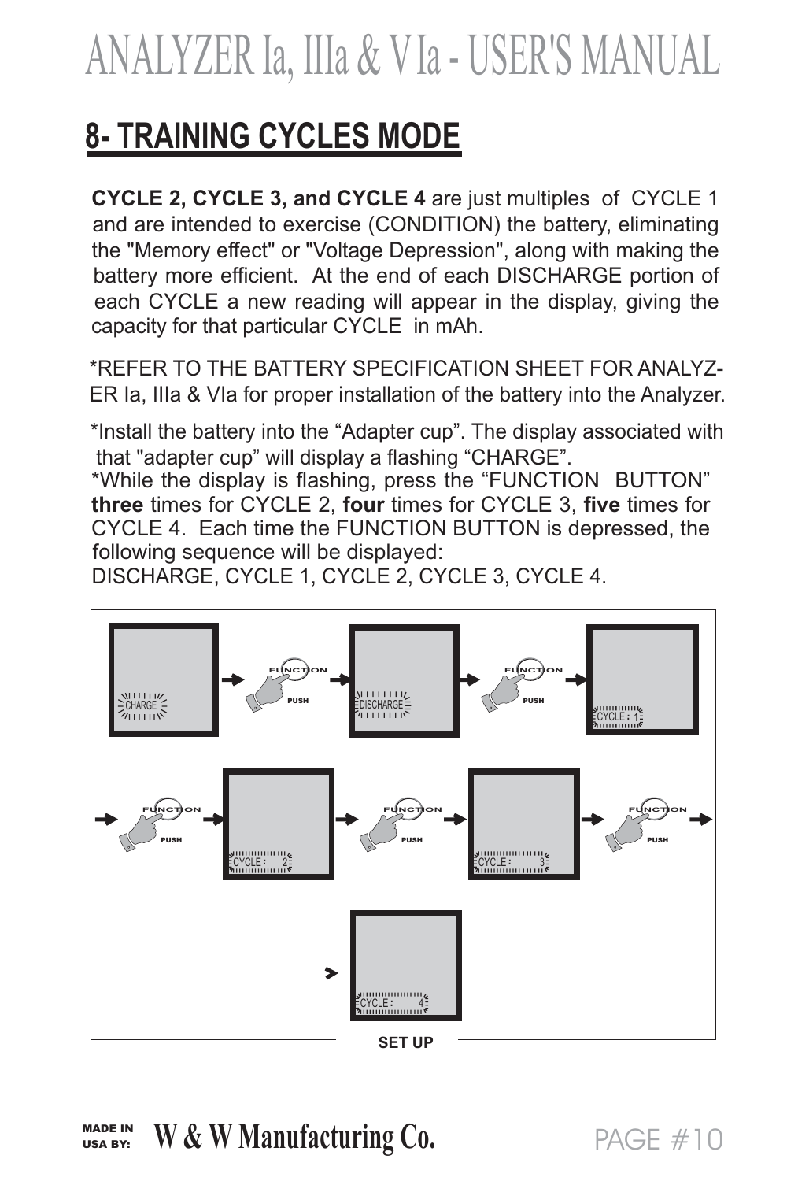## 8- TRAINING CYCLES MODE

**CYCLE 2, CYCLE 3, and CYCLE 4** are just multiples of CYCLE 1 and are intended to exercise (CONDITION) the battery, eliminating the "Memory effect" or "Voltage Depression", along with making the battery more efficient. At the end of each DISCHARGE portion of each CYCLE a new reading will appear in the display, giving the capacity for that particular CYCLE in mAh.

*REFER TO THE BATTERY SPECIFICATION SHEET FOR ANALYZER Ia, IIIa & VIa for proper installation of the battery into the Analyzer.

*Install the battery into the “Adapter cup”. The display associated with that "adapter cup” will display a flashing “CHARGE”.

*While the display is flashing, press the “FUNCTION BUTTON” **three** times for CYCLE 2, **four** times for CYCLE 3, **five** times for CYCLE 4. Each time the FUNCTION BUTTON is depressed, the following sequence will be displayed:

DISCHARGE, CYCLE 1, CYCLE 2, CYCLE 3, CYCLE 4.

CHARGE → FUNCTION PUSH → DISCHARGE → FUNCTION PUSH → CYCLE : 1 → FUNCTION PUSH → CYCLE : 2 → FUNCTION PUSH → CYCLE : 3 → FUNCTION PUSH → CYCLE : 4

SET UP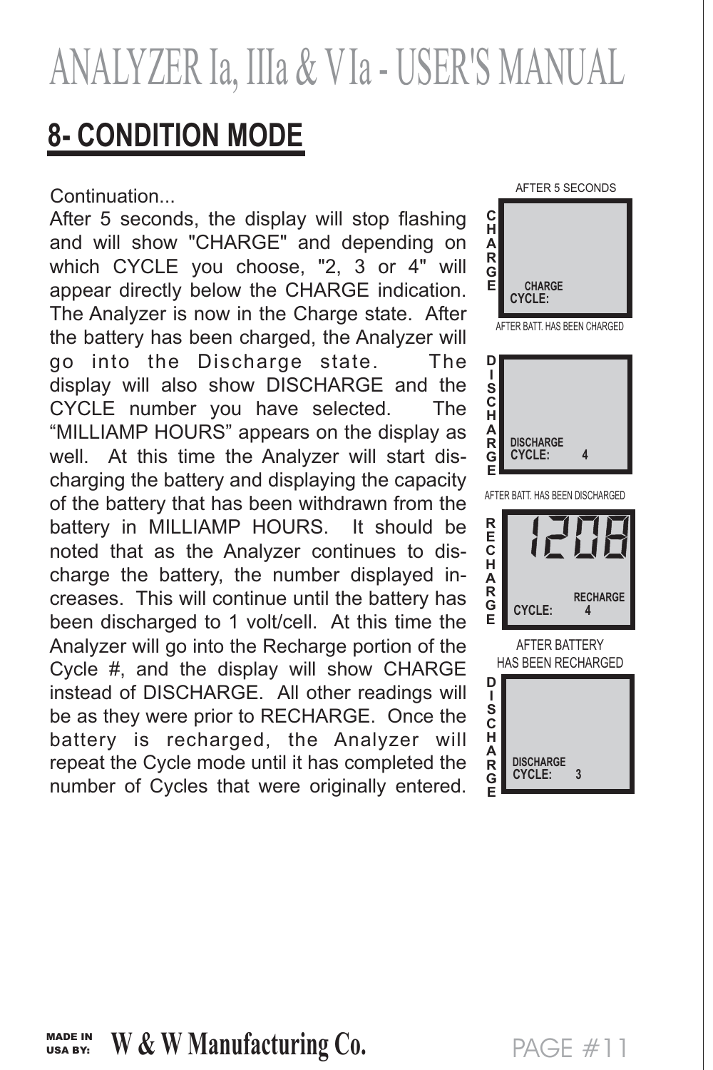# 8- CONDITION MODE

Continuation...

After 5 seconds, the display will stop flashing and will show "CHARGE" and depending on which CYCLE you choose, "2, 3 or 4" will appear directly below the CHARGE indication. The Analyzer is now in the Charge state. After the battery has been charged, the Analyzer will go into the Discharge state. The display will also show DISCHARGE and the CYCLE number you have selected. The "MILLIAMP HOURS" appears on the display as well. At this time the Analyzer will start discharging the battery and displaying the capacity of the battery that has been withdrawn from the battery in MILLIAMP HOURS. It should be noted that as the Analyzer continues to discharge the battery, the number displayed increases. This will continue until the battery has been discharged to 1 volt/cell. At this time the Analyzer will go into the Recharge portion of the Cycle #, and the display will show CHARGE instead of DISCHARGE. All other readings will be as they were prior to RECHARGE. Once the battery is recharged, the Analyzer will repeat the Cycle mode until it has completed the number of Cycles that were originally entered.

AFTER 5 SECONDS

CHARGE

CHARGE
CYCLE:

AFTER BATT. HAS BEEN CHARGED

DISCHARGE

DISCHARGE
CYCLE: 4

AFTER BATT. HAS BEEN DISCHARGED

RECHARGE

1208

RECHARGE
CYCLE: 4

AFTER BATTERY HAS BEEN RECHARGED

DISCHARGE

DISCHARGE
CYCLE: 3

MADE IN USA BY: W & W Manufacturing Co.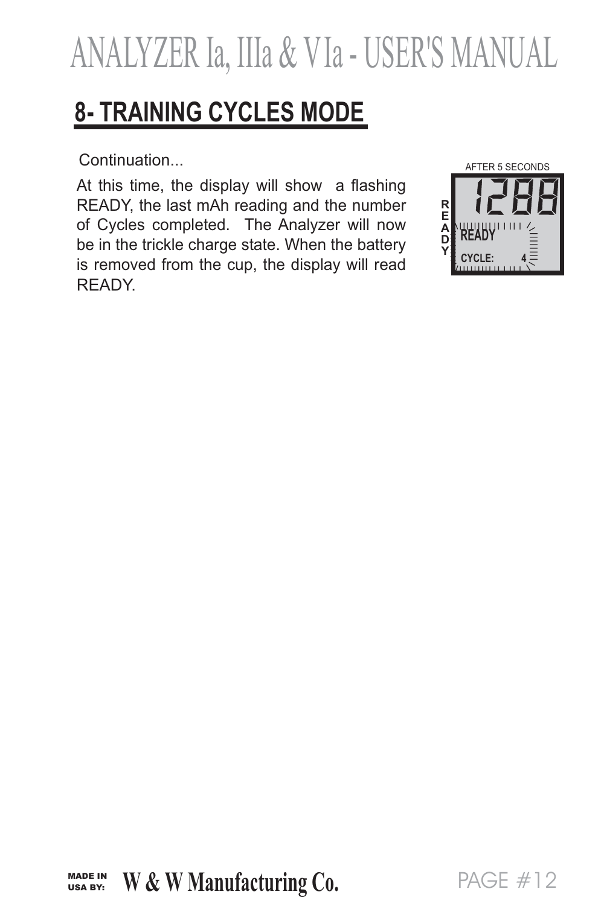## 8- TRAINING CYCLES MODE

Continuation...

At this time, the display will show a flashing READY, the last mAh reading and the number of Cycles completed. The Analyzer will now be in the trickle charge state. When the battery is removed from the cup, the display will read READY.

AFTER 5 SECONDS

1288

READY

CYCLE: 4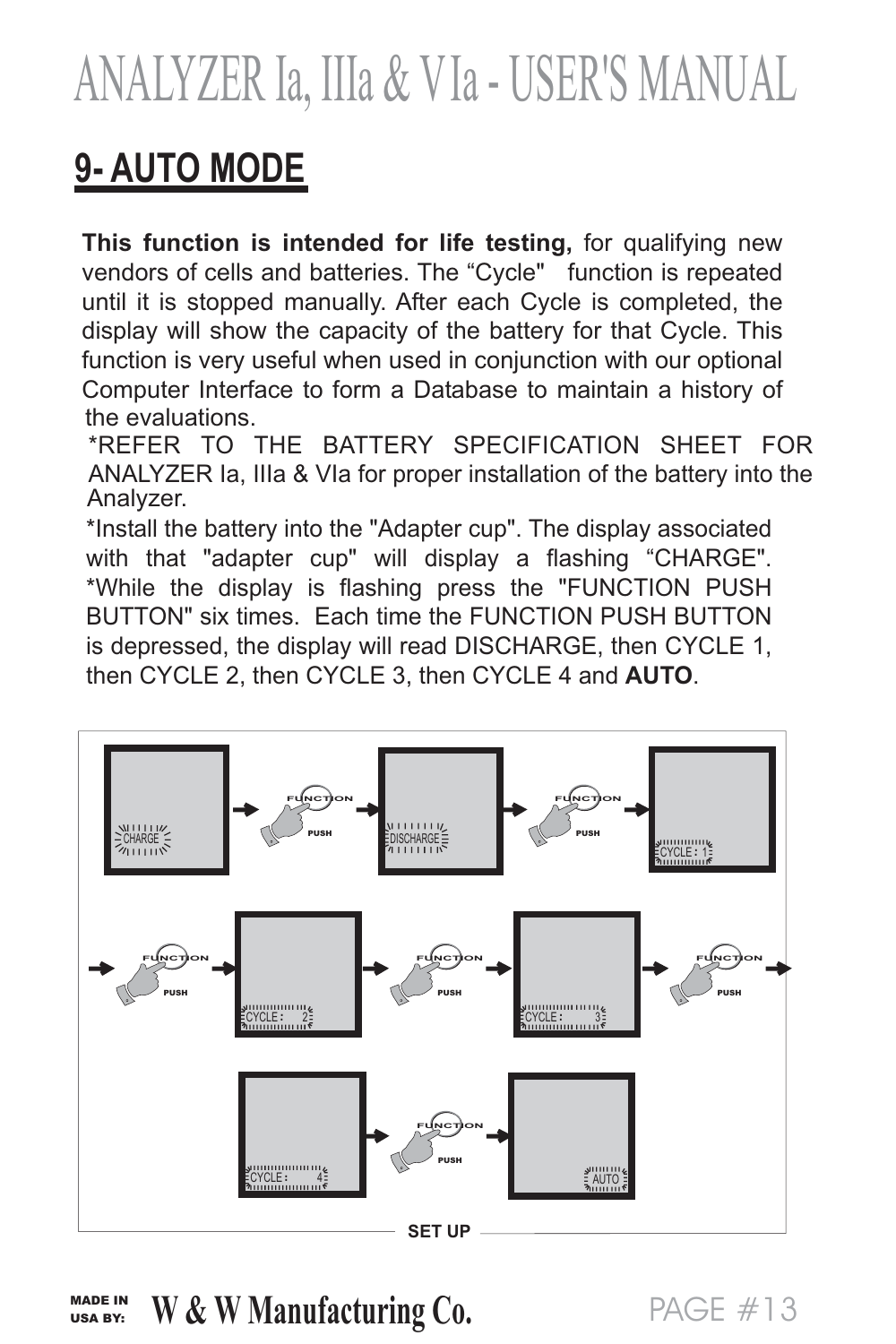# ANALYZER Ia, IIIa & VIa - USER'S MANUAL

## 9- AUTO MODE

**This function is intended for life testing,** for qualifying new vendors of cells and batteries. The "Cycle" function is repeated until it is stopped manually. After each Cycle is completed, the display will show the capacity of the battery for that Cycle. This function is very useful when used in conjunction with our optional Computer Interface to form a Database to maintain a history of the evaluations.

*REFER TO THE BATTERY SPECIFICATION SHEET FOR ANALYZER Ia, IIIa & VIa for proper installation of the battery into the Analyzer.

*Install the battery into the "Adapter cup". The display associated with that "adapter cup" will display a flashing "CHARGE".

*While the display is flashing press the "FUNCTION PUSH BUTTON" six times. Each time the FUNCTION PUSH BUTTON is depressed, the display will read DISCHARGE, then CYCLE 1, then CYCLE 2, then CYCLE 3, then CYCLE 4 and **AUTO**.

CHARGE → FUNCTION PUSH → DISCHARGE → FUNCTION PUSH → CYCLE : 1 → FUNCTION PUSH → CYCLE : 2 → FUNCTION PUSH → CYCLE : 3 → FUNCTION PUSH → CYCLE : 4 → FUNCTION PUSH → AUTO

SET UP

MADE IN USA BY: **W & W Manufacturing Co.**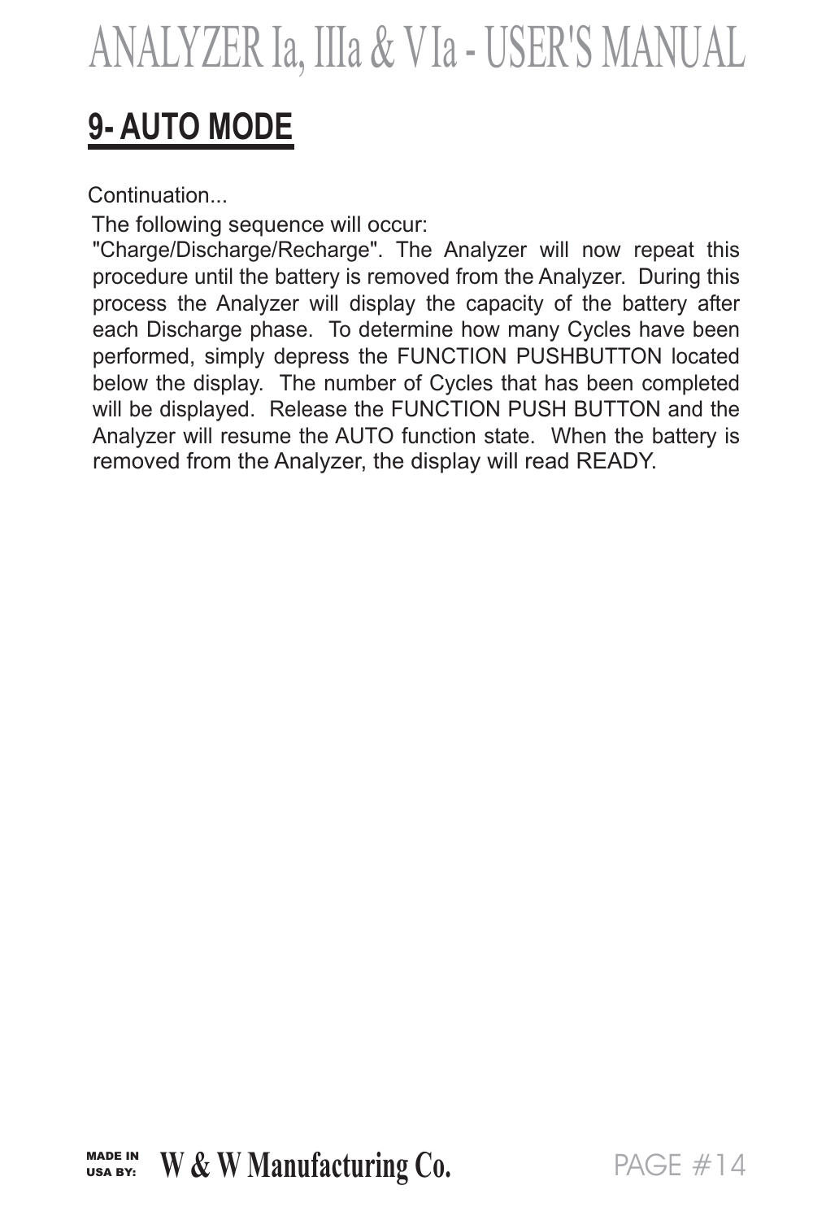## 9- AUTO MODE

Continuation...

The following sequence will occur:

"Charge/Discharge/Recharge". The Analyzer will now repeat this procedure until the battery is removed from the Analyzer. During this process the Analyzer will display the capacity of the battery after each Discharge phase. To determine how many Cycles have been performed, simply depress the FUNCTION PUSHBUTTON located below the display. The number of Cycles that has been completed will be displayed. Release the FUNCTION PUSH BUTTON and the Analyzer will resume the AUTO function state. When the battery is removed from the Analyzer, the display will read READY.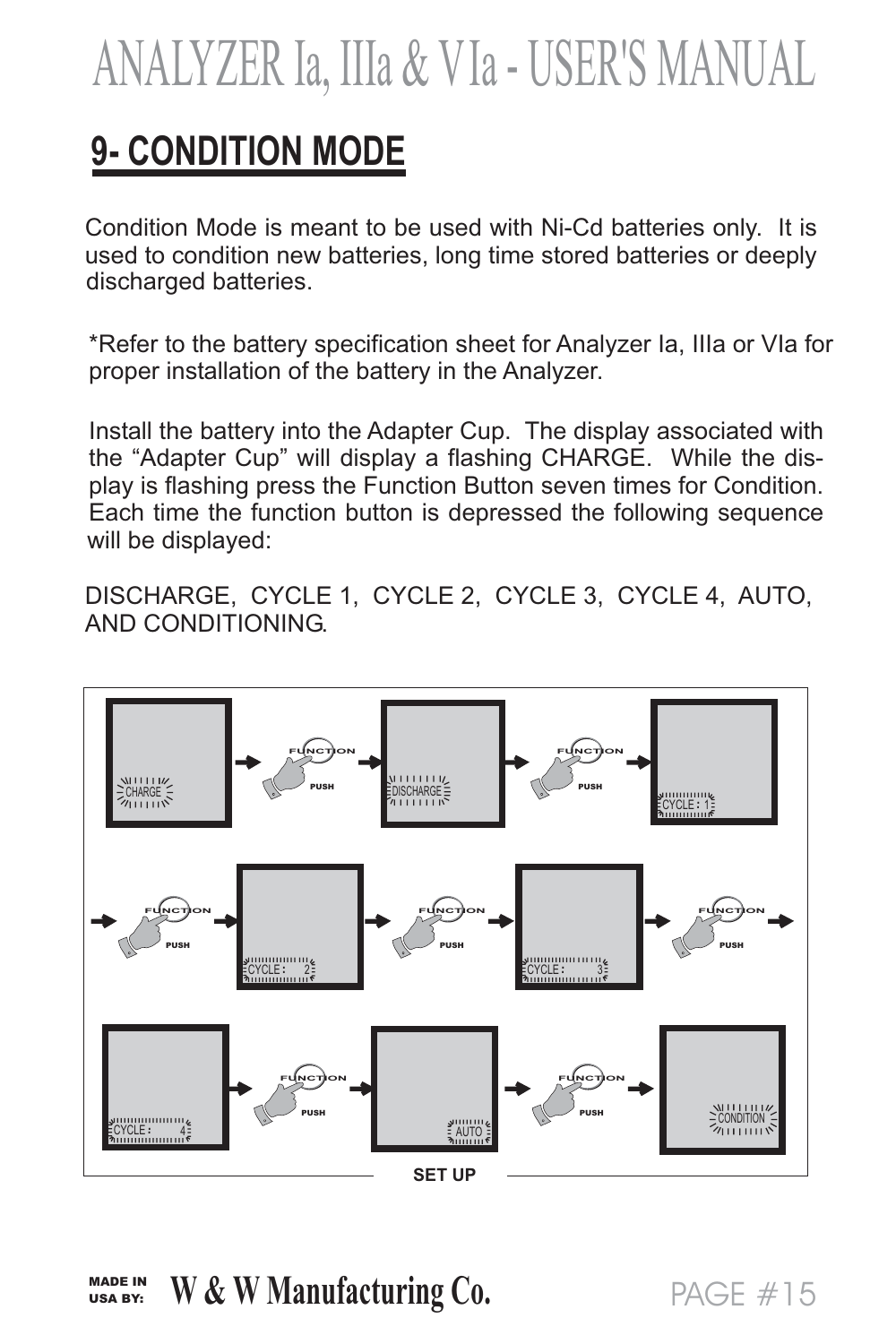# 9- CONDITION MODE

Condition Mode is meant to be used with Ni-Cd batteries only. It is used to condition new batteries, long time stored batteries or deeply discharged batteries.

*Refer to the battery specification sheet for Analyzer Ia, IIIa or VIa for proper installation of the battery in the Analyzer.

Install the battery into the Adapter Cup. The display associated with the "Adapter Cup" will display a flashing CHARGE. While the display is flashing press the Function Button seven times for Condition. Each time the function button is depressed the following sequence will be displayed:

DISCHARGE, CYCLE 1, CYCLE 2, CYCLE 3, CYCLE 4, AUTO, AND CONDITIONING.

CHARGE → FUNCTION PUSH → DISCHARGE → FUNCTION PUSH → CYCLE: 1 → FUNCTION PUSH → CYCLE: 2 → FUNCTION PUSH → CYCLE: 3 → FUNCTION PUSH → CYCLE: 4 → FUNCTION PUSH → AUTO → FUNCTION PUSH → CONDITION

SET UP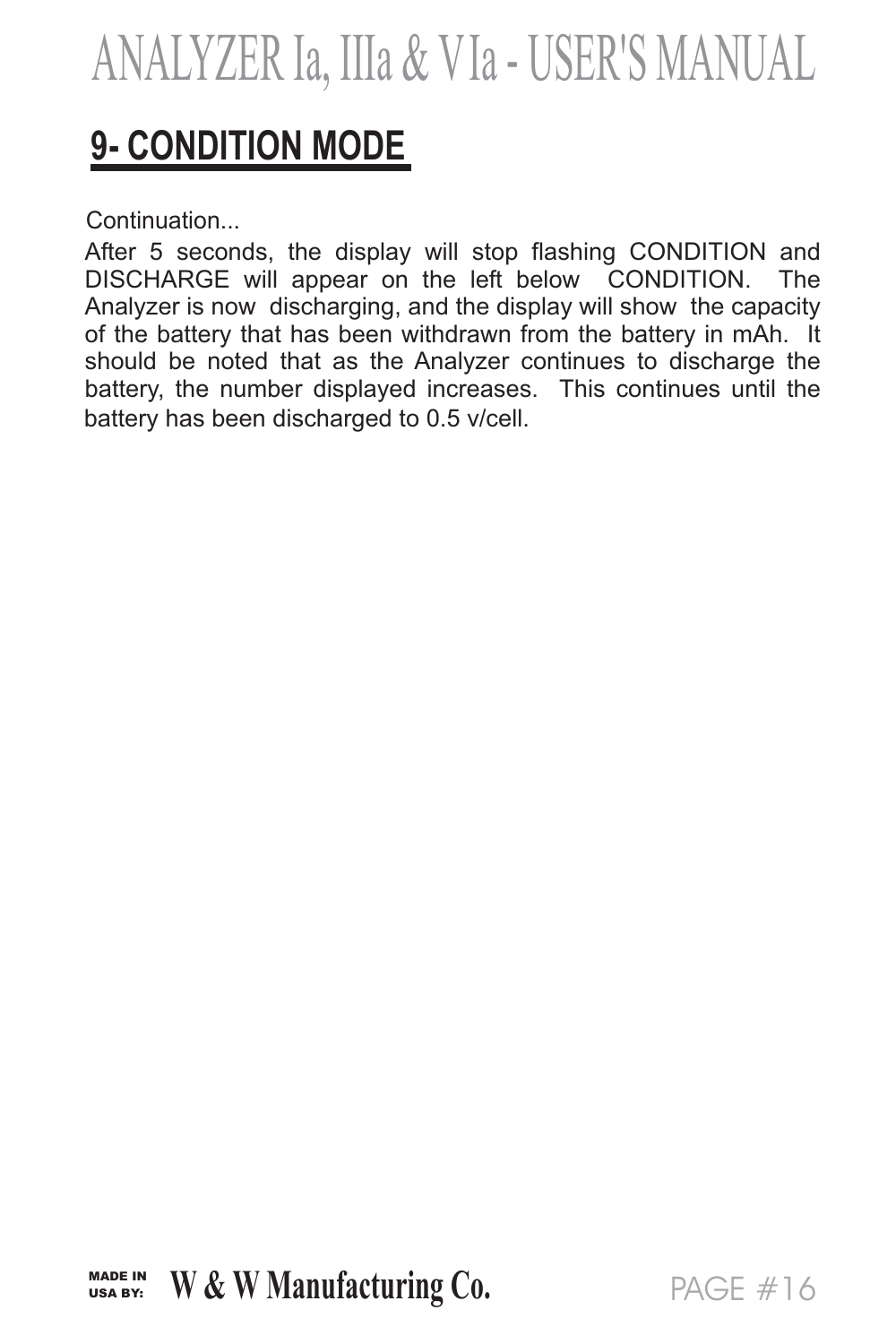## 9- CONDITION MODE

Continuation...

After 5 seconds, the display will stop flashing CONDITION and DISCHARGE will appear on the left below CONDITION. The Analyzer is now discharging, and the display will show the capacity of the battery that has been withdrawn from the battery in mAh. It should be noted that as the Analyzer continues to discharge the battery, the number displayed increases. This continues until the battery has been discharged to 0.5 v/cell.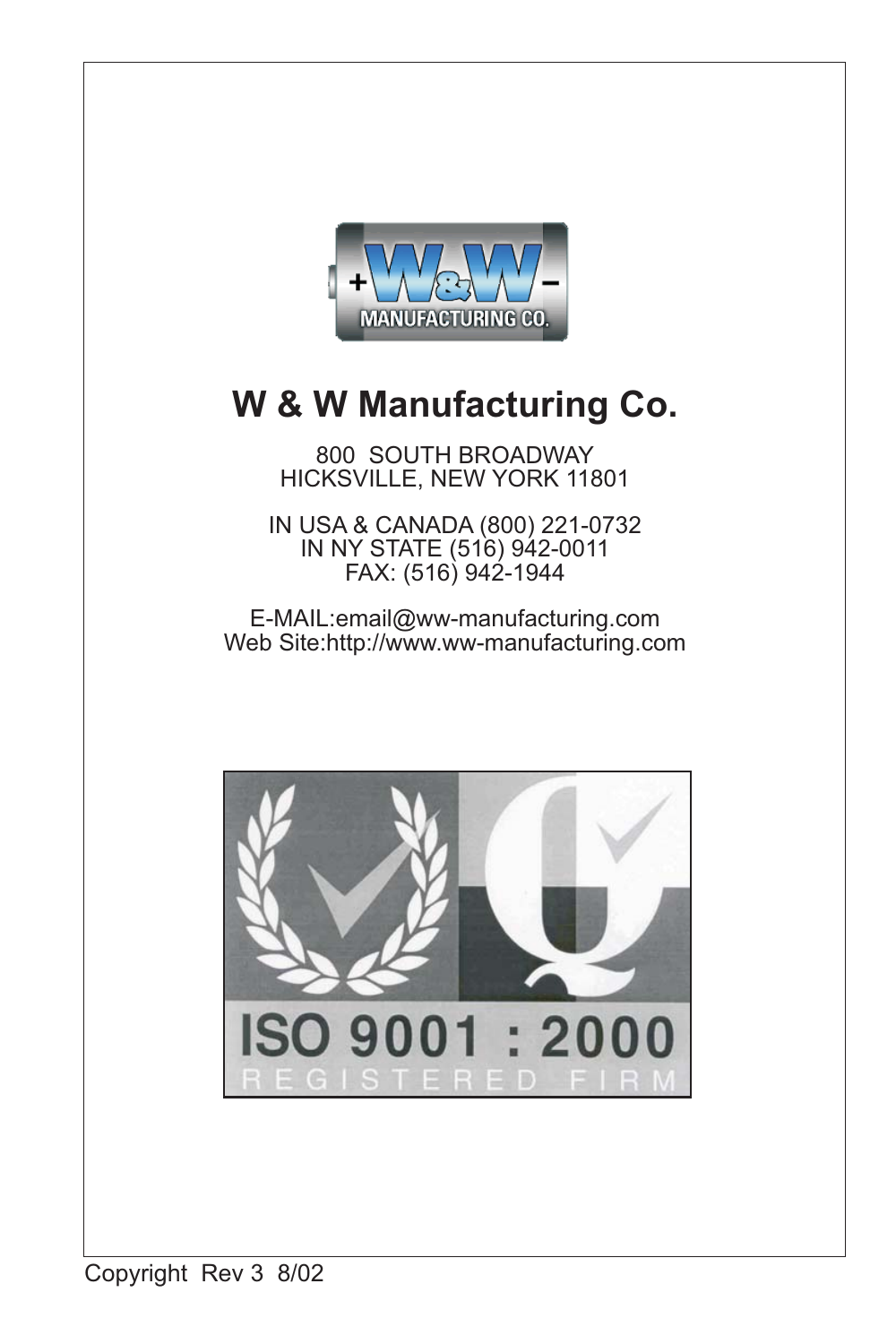# W & W Manufacturing Co.

800 SOUTH BROADWAY
HICKSVILLE, NEW YORK 11801

IN USA & CANADA (800) 221-0732
IN NY STATE (516) 942-0011
FAX: (516) 942-1944

E-MAIL:email@ww-manufacturing.com
Web Site:http://www.ww-manufacturing.com

ISO 9001 : 2000
REGISTERED FIRM

Copyright Rev 3 8/02